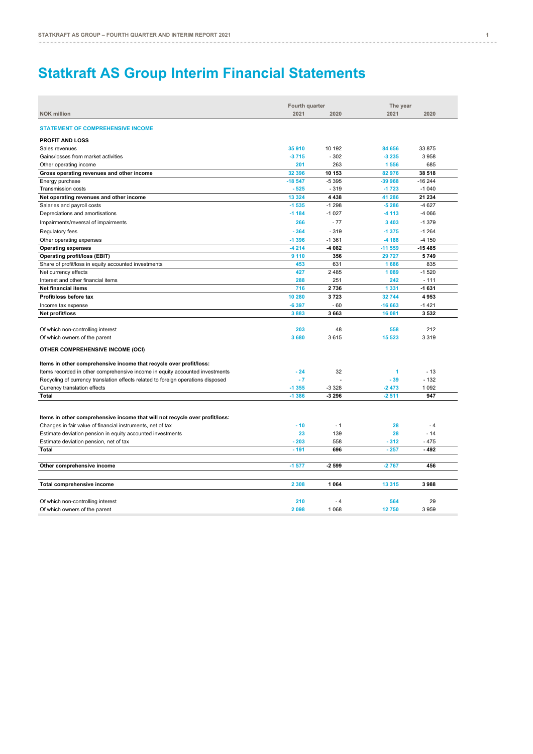# Statkraft AS Group Interim Financial Statements

| NOK million | Fourth quarter 2021 | Fourth quarter 2020 | The year 2021 | The year 2020 |
|---|---|---|---|---|
| **STATEMENT OF COMPREHENSIVE INCOME** | | | | |
| **PROFIT AND LOSS** | | | | |
| Sales revenues | 35 910 | 10 192 | 84 656 | 33 875 |
| Gains/losses from market activities | -3 715 | - 302 | -3 235 | 3 958 |
| Other operating income | 201 | 263 | 1 556 | 685 |
| **Gross operating revenues and other income** | **32 396** | **10 153** | **82 976** | **38 518** |
| Energy purchase | -18 547 | -5 395 | -39 968 | -16 244 |
| Transmission costs | - 525 | - 319 | -1 723 | -1 040 |
| **Net operating revenues and other income** | **13 324** | **4 438** | **41 286** | **21 234** |
| Salaries and payroll costs | -1 535 | -1 298 | -5 286 | -4 627 |
| Depreciations and amortisations | -1 184 | -1 027 | -4 113 | -4 066 |
| Impairments/reversal of impairments | 266 | - 77 | 3 403 | -1 379 |
| Regulatory fees | - 364 | - 319 | -1 375 | -1 264 |
| Other operating expenses | -1 396 | -1 361 | -4 188 | -4 150 |
| **Operating expenses** | **-4 214** | **-4 082** | **-11 559** | **-15 485** |
| **Operating profit/loss (EBIT)** | **9 110** | **356** | **29 727** | **5 749** |
| Share of profit/loss in equity accounted investments | 453 | 631 | 1 686 | 835 |
| Net currency effects | 427 | 2 485 | 1 089 | -1 520 |
| Interest and other financial items | 288 | 251 | 242 | - 111 |
| **Net financial items** | **716** | **2 736** | **1 331** | **-1 631** |
| **Profit/loss before tax** | **10 280** | **3 723** | **32 744** | **4 953** |
| Income tax expense | -6 397 | - 60 | -16 663 | -1 421 |
| **Net profit/loss** | **3 883** | **3 663** | **16 081** | **3 532** |
| | | | | |
| Of which non-controlling interest | 203 | 48 | 558 | 212 |
| Of which owners of the parent | 3 680 | 3 615 | 15 523 | 3 319 |
| **OTHER COMPREHENSIVE INCOME (OCI)** | | | | |
| **Items in other comprehensive income that recycle over profit/loss:** | | | | |
| Items recorded in other comprehensive income in equity accounted investments | - 24 | 32 | 1 | - 13 |
| Recycling of currency translation effects related to foreign operations disposed | - 7 | - | - 39 | - 132 |
| Currency translation effects | -1 355 | -3 328 | -2 473 | 1 092 |
| **Total** | **-1 386** | **-3 296** | **-2 511** | **947** |
| | | | | |
| **Items in other comprehensive income that will not recycle over profit/loss:** | | | | |
| Changes in fair value of financial instruments, net of tax | - 10 | - 1 | 28 | - 4 |
| Estimate deviation pension in equity accounted investments | 23 | 139 | 28 | - 14 |
| Estimate deviation pension, net of tax | - 203 | 558 | - 312 | - 475 |
| **Total** | **- 191** | **696** | **- 257** | **- 492** |
| | | | | |
| **Other comprehensive income** | **-1 577** | **-2 599** | **-2 767** | **456** |
| | | | | |
| **Total comprehensive income** | **2 308** | **1 064** | **13 315** | **3 988** |
| | | | | |
| Of which non-controlling interest | 210 | - 4 | 564 | 29 |
| Of which owners of the parent | 2 098 | 1 068 | 12 750 | 3 959 |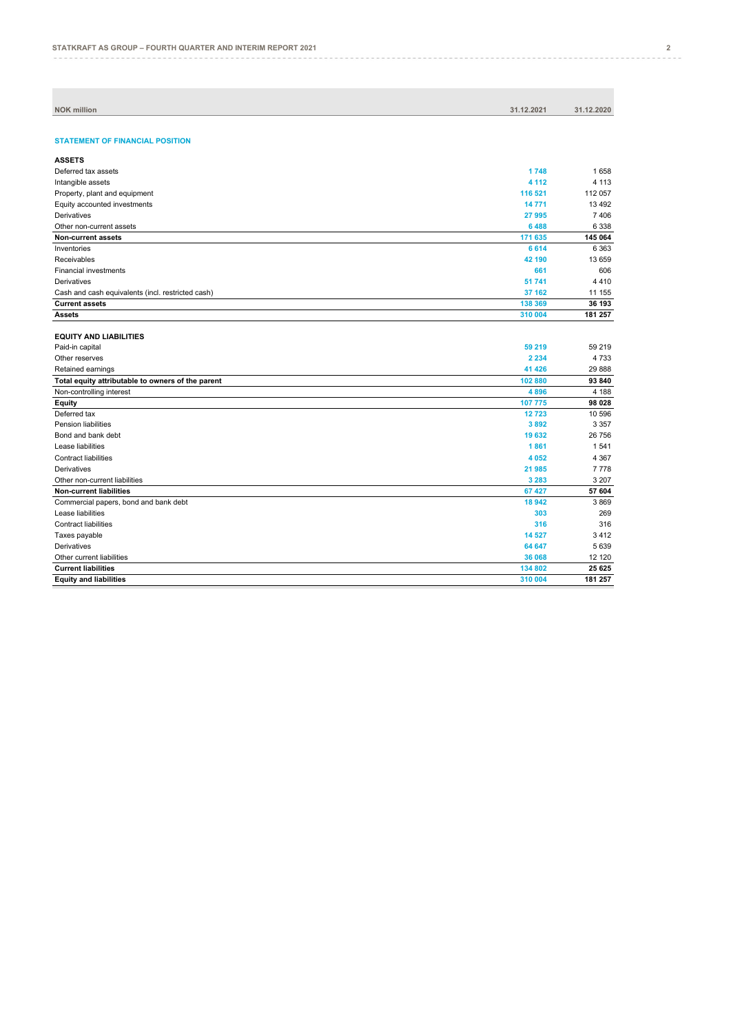| NOK million | 31.12.2021 | 31.12.2020 |
|---|---|---|
| **STATEMENT OF FINANCIAL POSITION** | | |
| **ASSETS** | | |
| Deferred tax assets | 1 748 | 1 658 |
| Intangible assets | 4 112 | 4 113 |
| Property, plant and equipment | 116 521 | 112 057 |
| Equity accounted investments | 14 771 | 13 492 |
| Derivatives | 27 995 | 7 406 |
| Other non-current assets | 6 488 | 6 338 |
| **Non-current assets** | **171 635** | **145 064** |
| Inventories | 6 614 | 6 363 |
| Receivables | 42 190 | 13 659 |
| Financial investments | 661 | 606 |
| Derivatives | 51 741 | 4 410 |
| Cash and cash equivalents (incl. restricted cash) | 37 162 | 11 155 |
| **Current assets** | **138 369** | **36 193** |
| **Assets** | **310 004** | **181 257** |
| **EQUITY AND LIABILITIES** | | |
| Paid-in capital | 59 219 | 59 219 |
| Other reserves | 2 234 | 4 733 |
| Retained earnings | 41 426 | 29 888 |
| **Total equity attributable to owners of the parent** | **102 880** | **93 840** |
| Non-controlling interest | 4 896 | 4 188 |
| **Equity** | **107 775** | **98 028** |
| Deferred tax | 12 723 | 10 596 |
| Pension liabilities | 3 892 | 3 357 |
| Bond and bank debt | 19 632 | 26 756 |
| Lease liabilities | 1 861 | 1 541 |
| Contract liabilities | 4 052 | 4 367 |
| Derivatives | 21 985 | 7 778 |
| Other non-current liabilities | 3 283 | 3 207 |
| **Non-current liabilities** | **67 427** | **57 604** |
| Commercial papers, bond and bank debt | 18 942 | 3 869 |
| Lease liabilities | 303 | 269 |
| Contract liabilities | 316 | 316 |
| Taxes payable | 14 527 | 3 412 |
| Derivatives | 64 647 | 5 639 |
| Other current liabilities | 36 068 | 12 120 |
| **Current liabilities** | **134 802** | **25 625** |
| **Equity and liabilities** | **310 004** | **181 257** |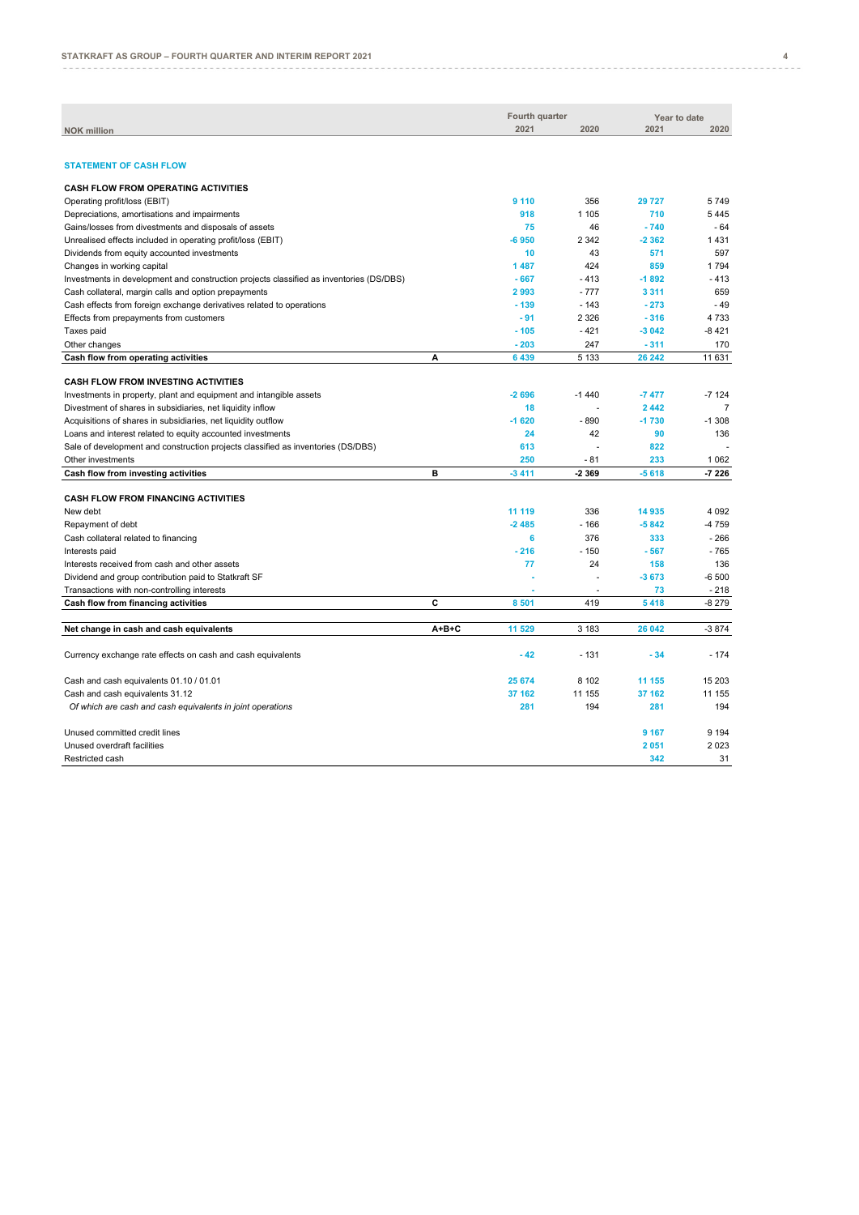| NOK million | | Fourth quarter 2021 | 2020 | Year to date 2021 | 2020 |
|---|---|---|---|---|---|
| **STATEMENT OF CASH FLOW** | | | | | |
| **CASH FLOW FROM OPERATING ACTIVITIES** | | | | | |
| Operating profit/loss (EBIT) | | 9 110 | 356 | 29 727 | 5 749 |
| Depreciations, amortisations and impairments | | 918 | 1 105 | 710 | 5 445 |
| Gains/losses from divestments and disposals of assets | | 75 | 46 | - 740 | - 64 |
| Unrealised effects included in operating profit/loss (EBIT) | | -6 950 | 2 342 | -2 362 | 1 431 |
| Dividends from equity accounted investments | | 10 | 43 | 571 | 597 |
| Changes in working capital | | 1 487 | 424 | 859 | 1 794 |
| Investments in development and construction projects classified as inventories (DS/DBS) | | - 667 | - 413 | -1 892 | - 413 |
| Cash collateral, margin calls and option prepayments | | 2 993 | - 777 | 3 311 | 659 |
| Cash effects from foreign exchange derivatives related to operations | | - 139 | - 143 | - 273 | - 49 |
| Effects from prepayments from customers | | - 91 | 2 326 | - 316 | 4 733 |
| Taxes paid | | - 105 | - 421 | -3 042 | -8 421 |
| Other changes | | - 203 | 247 | - 311 | 170 |
| **Cash flow from operating activities** | **A** | **6 439** | **5 133** | **26 242** | **11 631** |
| **CASH FLOW FROM INVESTING ACTIVITIES** | | | | | |
| Investments in property, plant and equipment and intangible assets | | -2 696 | -1 440 | -7 477 | -7 124 |
| Divestment of shares in subsidiaries, net liquidity inflow | | 18 | - | 2 442 | 7 |
| Acquisitions of shares in subsidiaries, net liquidity outflow | | -1 620 | - 890 | -1 730 | -1 308 |
| Loans and interest related to equity accounted investments | | 24 | 42 | 90 | 136 |
| Sale of development and construction projects classified as inventories (DS/DBS) | | 613 | - | 822 | - |
| Other investments | | 250 | - 81 | 233 | 1 062 |
| **Cash flow from investing activities** | **B** | **-3 411** | **-2 369** | **-5 618** | **-7 226** |
| **CASH FLOW FROM FINANCING ACTIVITIES** | | | | | |
| New debt | | 11 119 | 336 | 14 935 | 4 092 |
| Repayment of debt | | -2 485 | - 166 | -5 842 | -4 759 |
| Cash collateral related to financing | | 6 | 376 | 333 | - 266 |
| Interests paid | | - 216 | - 150 | - 567 | - 765 |
| Interests received from cash and other assets | | 77 | 24 | 158 | 136 |
| Dividend and group contribution paid to Statkraft SF | | - | - | -3 673 | -6 500 |
| Transactions with non-controlling interests | | - | - | 73 | - 218 |
| **Cash flow from financing activities** | **C** | **8 501** | **419** | **5 418** | **-8 279** |
| **Net change in cash and cash equivalents** | **A+B+C** | **11 529** | **3 183** | **26 042** | **-3 874** |
| Currency exchange rate effects on cash and cash equivalents | | - 42 | - 131 | - 34 | - 174 |
| Cash and cash equivalents 01.10 / 01.01 | | 25 674 | 8 102 | 11 155 | 15 203 |
| Cash and cash equivalents 31.12 | | 37 162 | 11 155 | 37 162 | 11 155 |
| *Of which are cash and cash equivalents in joint operations* | | 281 | 194 | 281 | 194 |
| Unused committed credit lines | | | | 9 167 | 9 194 |
| Unused overdraft facilities | | | | 2 051 | 2 023 |
| Restricted cash | | | | 342 | 31 |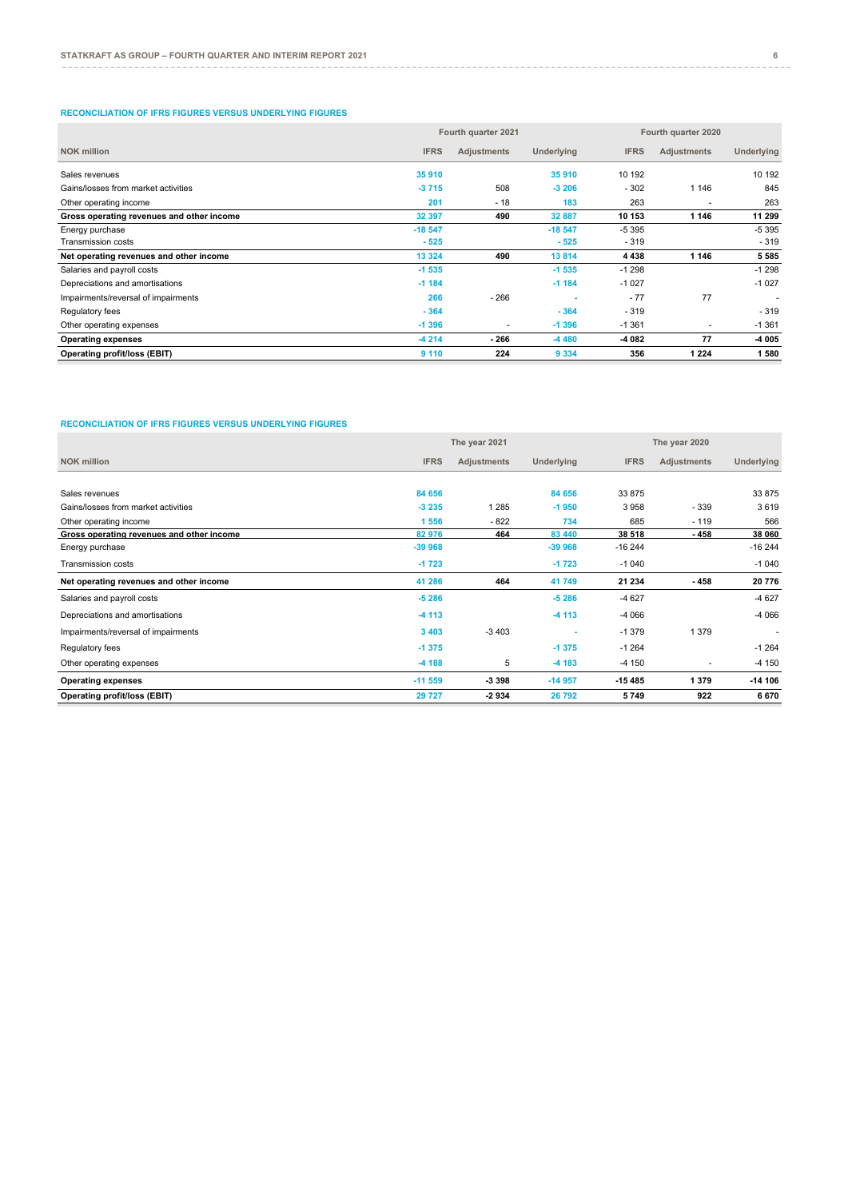### RECONCILIATION OF IFRS FIGURES VERSUS UNDERLYING FIGURES

| | Fourth quarter 2021 | | | Fourth quarter 2020 | | |
|---|---|---|---|---|---|---|
| **NOK million** | **IFRS** | **Adjustments** | **Underlying** | **IFRS** | **Adjustments** | **Underlying** |
| Sales revenues | 35 910 | | 35 910 | 10 192 | | 10 192 |
| Gains/losses from market activities | -3 715 | 508 | -3 206 | - 302 | 1 146 | 845 |
| Other operating income | 201 | - 18 | 183 | 263 | - | 263 |
| **Gross operating revenues and other income** | **32 397** | **490** | **32 887** | **10 153** | **1 146** | **11 299** |
| Energy purchase | -18 547 | | -18 547 | -5 395 | | -5 395 |
| Transmission costs | - 525 | | - 525 | - 319 | | - 319 |
| **Net operating revenues and other income** | **13 324** | **490** | **13 814** | **4 438** | **1 146** | **5 585** |
| Salaries and payroll costs | -1 535 | | -1 535 | -1 298 | | -1 298 |
| Depreciations and amortisations | -1 184 | | -1 184 | -1 027 | | -1 027 |
| Impairments/reversal of impairments | 266 | - 266 | - | - 77 | 77 | - |
| Regulatory fees | - 364 | | - 364 | - 319 | | - 319 |
| Other operating expenses | -1 396 | - | -1 396 | -1 361 | - | -1 361 |
| **Operating expenses** | **-4 214** | **- 266** | **-4 480** | **-4 082** | **77** | **-4 005** |
| **Operating profit/loss (EBIT)** | **9 110** | **224** | **9 334** | **356** | **1 224** | **1 580** |

### RECONCILIATION OF IFRS FIGURES VERSUS UNDERLYING FIGURES

| | The year 2021 | | | The year 2020 | | |
|---|---|---|---|---|---|---|
| **NOK million** | **IFRS** | **Adjustments** | **Underlying** | **IFRS** | **Adjustments** | **Underlying** |
| Sales revenues | 84 656 | | 84 656 | 33 875 | | 33 875 |
| Gains/losses from market activities | -3 235 | 1 285 | -1 950 | 3 958 | - 339 | 3 619 |
| Other operating income | 1 556 | - 822 | 734 | 685 | - 119 | 566 |
| **Gross operating revenues and other income** | **82 976** | **464** | **83 440** | **38 518** | **- 458** | **38 060** |
| Energy purchase | -39 968 | | -39 968 | -16 244 | | -16 244 |
| Transmission costs | -1 723 | | -1 723 | -1 040 | | -1 040 |
| **Net operating revenues and other income** | **41 286** | **464** | **41 749** | **21 234** | **- 458** | **20 776** |
| Salaries and payroll costs | -5 286 | | -5 286 | -4 627 | | -4 627 |
| Depreciations and amortisations | -4 113 | | -4 113 | -4 066 | | -4 066 |
| Impairments/reversal of impairments | 3 403 | -3 403 | - | -1 379 | 1 379 | - |
| Regulatory fees | -1 375 | | -1 375 | -1 264 | | -1 264 |
| Other operating expenses | -4 188 | 5 | -4 183 | -4 150 | - | -4 150 |
| **Operating expenses** | **-11 559** | **-3 398** | **-14 957** | **-15 485** | **1 379** | **-14 106** |
| **Operating profit/loss (EBIT)** | **29 727** | **-2 934** | **26 792** | **5 749** | **922** | **6 670** |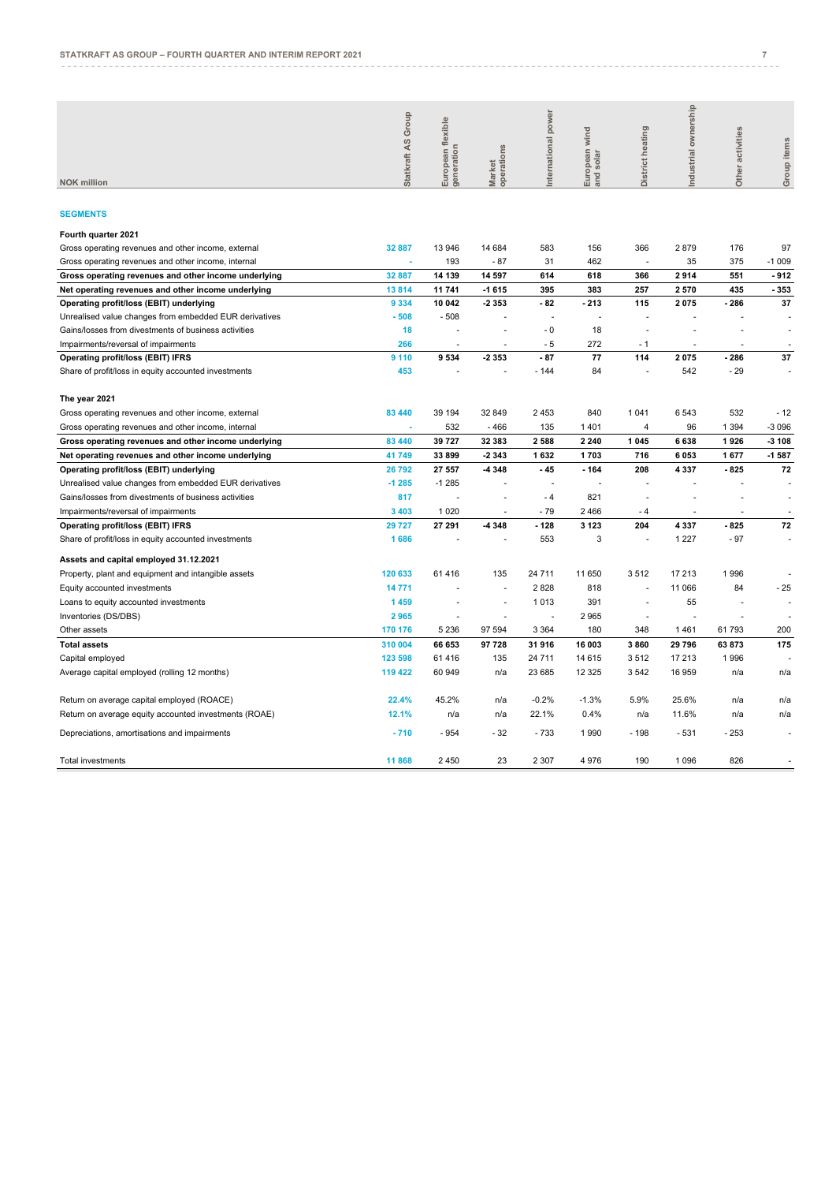| NOK million | Statkraft AS Group | European flexible generation | Market operations | International power | European wind and solar | District heating | Industrial ownership | Other activities | Group items |
|---|---|---|---|---|---|---|---|---|---|
| **SEGMENTS** | | | | | | | | | |
| **Fourth quarter 2021** | | | | | | | | | |
| Gross operating revenues and other income, external | 32 887 | 13 946 | 14 684 | 583 | 156 | 366 | 2 879 | 176 | 97 |
| Gross operating revenues and other income, internal | - | 193 | - 87 | 31 | 462 | - | 35 | 375 | -1 009 |
| **Gross operating revenues and other income underlying** | **32 887** | **14 139** | **14 597** | **614** | **618** | **366** | **2 914** | **551** | **- 912** |
| **Net operating revenues and other income underlying** | **13 814** | **11 741** | **-1 615** | **395** | **383** | **257** | **2 570** | **435** | **- 353** |
| **Operating profit/loss (EBIT) underlying** | **9 334** | **10 042** | **-2 353** | **- 82** | **- 213** | **115** | **2 075** | **- 286** | **37** |
| Unrealised value changes from embedded EUR derivatives | - 508 | - 508 | - | - | - | - | - | - | - |
| Gains/losses from divestments of business activities | 18 | - | - | - 0 | 18 | - | - | - | - |
| Impairments/reversal of impairments | 266 | - | - | - 5 | 272 | - 1 | - | - | - |
| **Operating profit/loss (EBIT) IFRS** | **9 110** | **9 534** | **-2 353** | **- 87** | **77** | **114** | **2 075** | **- 286** | **37** |
| Share of profit/loss in equity accounted investments | 453 | - | - | - 144 | 84 | - | 542 | - 29 | - |
| **The year 2021** | | | | | | | | | |
| Gross operating revenues and other income, external | 83 440 | 39 194 | 32 849 | 2 453 | 840 | 1 041 | 6 543 | 532 | - 12 |
| Gross operating revenues and other income, internal | - | 532 | - 466 | 135 | 1 401 | 4 | 96 | 1 394 | -3 096 |
| **Gross operating revenues and other income underlying** | **83 440** | **39 727** | **32 383** | **2 588** | **2 240** | **1 045** | **6 638** | **1 926** | **-3 108** |
| **Net operating revenues and other income underlying** | **41 749** | **33 899** | **-2 343** | **1 632** | **1 703** | **716** | **6 053** | **1 677** | **-1 587** |
| **Operating profit/loss (EBIT) underlying** | **26 792** | **27 557** | **-4 348** | **- 45** | **- 164** | **208** | **4 337** | **- 825** | **72** |
| Unrealised value changes from embedded EUR derivatives | -1 285 | -1 285 | - | - | - | - | - | - | - |
| Gains/losses from divestments of business activities | 817 | - | - | - 4 | 821 | - | - | - | - |
| Impairments/reversal of impairments | 3 403 | 1 020 | - | - 79 | 2 466 | - 4 | - | - | - |
| **Operating profit/loss (EBIT) IFRS** | **29 727** | **27 291** | **-4 348** | **- 128** | **3 123** | **204** | **4 337** | **- 825** | **72** |
| Share of profit/loss in equity accounted investments | 1 686 | - | - | 553 | 3 | - | 1 227 | - 97 | - |
| **Assets and capital employed 31.12.2021** | | | | | | | | | |
| Property, plant and equipment and intangible assets | 120 633 | 61 416 | 135 | 24 711 | 11 650 | 3 512 | 17 213 | 1 996 | - |
| Equity accounted investments | 14 771 | - | - | 2 828 | 818 | - | 11 066 | 84 | - 25 |
| Loans to equity accounted investments | 1 459 | - | - | 1 013 | 391 | - | 55 | - | - |
| Inventories (DS/DBS) | 2 965 | - | - | - | 2 965 | - | - | - | - |
| Other assets | 170 176 | 5 236 | 97 594 | 3 364 | 180 | 348 | 1 461 | 61 793 | 200 |
| **Total assets** | **310 004** | **66 653** | **97 728** | **31 916** | **16 003** | **3 860** | **29 796** | **63 873** | **175** |
| Capital employed | 123 598 | 61 416 | 135 | 24 711 | 14 615 | 3 512 | 17 213 | 1 996 | - |
| Average capital employed (rolling 12 months) | 119 422 | 60 949 | n/a | 23 685 | 12 325 | 3 542 | 16 959 | n/a | n/a |
| Return on average capital employed (ROACE) | 22.4% | 45.2% | n/a | -0.2% | -1.3% | 5.9% | 25.6% | n/a | n/a |
| Return on average equity accounted investments (ROAE) | 12.1% | n/a | n/a | 22.1% | 0.4% | n/a | 11.6% | n/a | n/a |
| Depreciations, amortisations and impairments | - 710 | - 954 | - 32 | - 733 | 1 990 | - 198 | - 531 | - 253 | - |
| Total investments | 11 868 | 2 450 | 23 | 2 307 | 4 976 | 190 | 1 096 | 826 | - |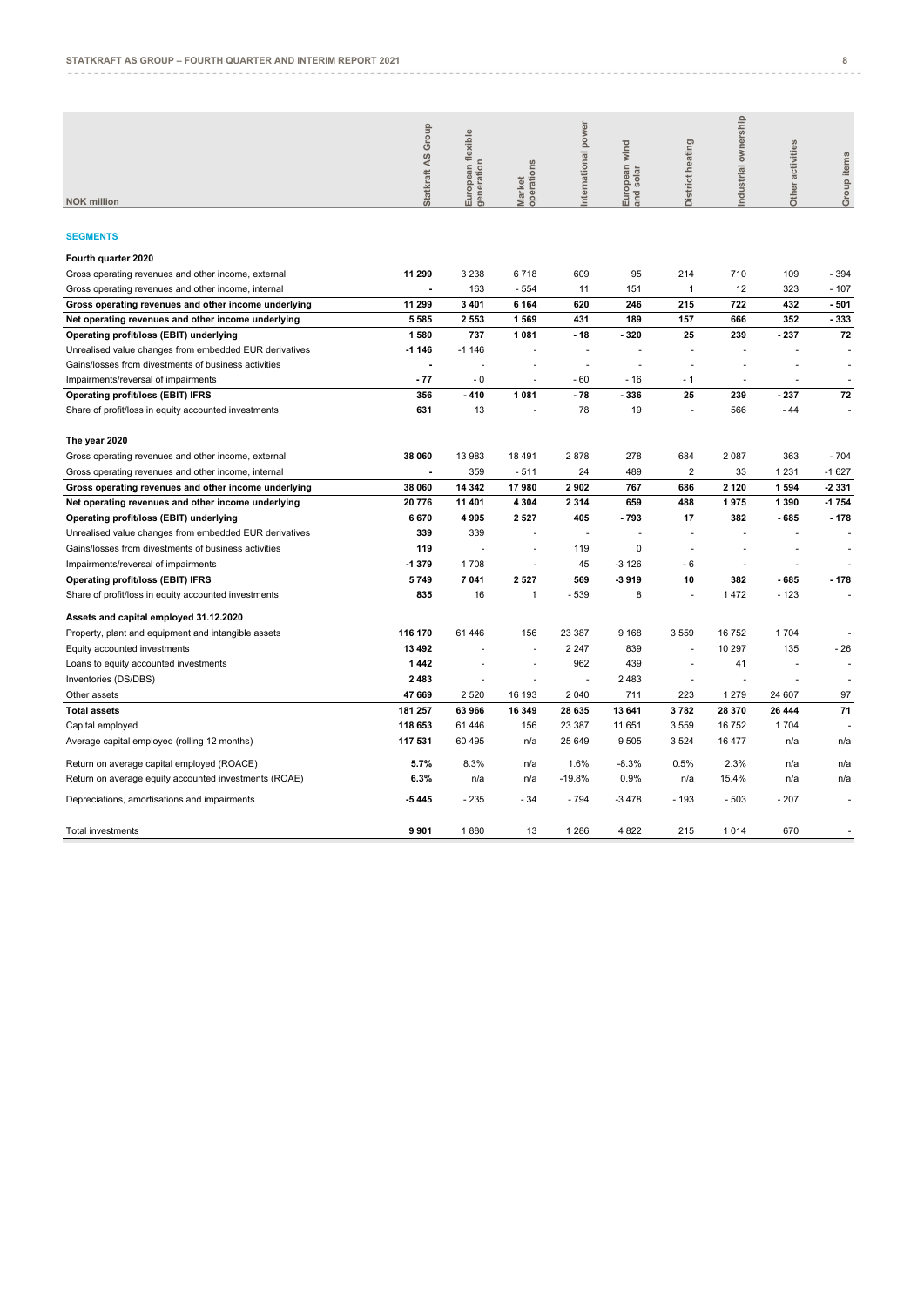| NOK million | Statkraft AS Group | European flexible generation | Market operations | International power | European wind and solar | District heating | Industrial ownership | Other activities | Group items |
|---|---|---|---|---|---|---|---|---|---|
| **SEGMENTS** | | | | | | | | | |
| **Fourth quarter 2020** | | | | | | | | | |
| Gross operating revenues and other income, external | **11 299** | 3 238 | 6 718 | 609 | 95 | 214 | 710 | 109 | - 394 |
| Gross operating revenues and other income, internal | **-** | 163 | - 554 | 11 | 151 | 1 | 12 | 323 | - 107 |
| **Gross operating revenues and other income underlying** | **11 299** | **3 401** | **6 164** | **620** | **246** | **215** | **722** | **432** | **- 501** |
| **Net operating revenues and other income underlying** | **5 585** | **2 553** | **1 569** | **431** | **189** | **157** | **666** | **352** | **- 333** |
| **Operating profit/loss (EBIT) underlying** | **1 580** | **737** | **1 081** | **- 18** | **- 320** | **25** | **239** | **- 237** | **72** |
| Unrealised value changes from embedded EUR derivatives | **-1 146** | -1 146 | - | - | - | - | - | - | - |
| Gains/losses from divestments of business activities | **-** | - | - | - | - | - | - | - | - |
| Impairments/reversal of impairments | **- 77** | - 0 | - | - 60 | - 16 | - 1 | - | - | - |
| **Operating profit/loss (EBIT) IFRS** | **356** | **- 410** | **1 081** | **- 78** | **- 336** | **25** | **239** | **- 237** | **72** |
| Share of profit/loss in equity accounted investments | **631** | 13 | - | 78 | 19 | - | 566 | - 44 | - |
| **The year 2020** | | | | | | | | | |
| Gross operating revenues and other income, external | **38 060** | 13 983 | 18 491 | 2 878 | 278 | 684 | 2 087 | 363 | - 704 |
| Gross operating revenues and other income, internal | **-** | 359 | - 511 | 24 | 489 | 2 | 33 | 1 231 | -1 627 |
| **Gross operating revenues and other income underlying** | **38 060** | **14 342** | **17 980** | **2 902** | **767** | **686** | **2 120** | **1 594** | **-2 331** |
| **Net operating revenues and other income underlying** | **20 776** | **11 401** | **4 304** | **2 314** | **659** | **488** | **1 975** | **1 390** | **-1 754** |
| **Operating profit/loss (EBIT) underlying** | **6 670** | **4 995** | **2 527** | **405** | **- 793** | **17** | **382** | **- 685** | **- 178** |
| Unrealised value changes from embedded EUR derivatives | **339** | 339 | - | - | - | - | - | - | - |
| Gains/losses from divestments of business activities | **119** | - | - | 119 | 0 | - | - | - | - |
| Impairments/reversal of impairments | **-1 379** | 1 708 | - | 45 | -3 126 | - 6 | - | - | - |
| **Operating profit/loss (EBIT) IFRS** | **5 749** | **7 041** | **2 527** | **569** | **-3 919** | **10** | **382** | **- 685** | **- 178** |
| Share of profit/loss in equity accounted investments | **835** | 16 | 1 | - 539 | 8 | - | 1 472 | - 123 | - |
| **Assets and capital employed 31.12.2020** | | | | | | | | | |
| Property, plant and equipment and intangible assets | **116 170** | 61 446 | 156 | 23 387 | 9 168 | 3 559 | 16 752 | 1 704 | - |
| Equity accounted investments | **13 492** | - | - | 2 247 | 839 | - | 10 297 | 135 | - 26 |
| Loans to equity accounted investments | **1 442** | - | - | 962 | 439 | - | 41 | - | - |
| Inventories (DS/DBS) | **2 483** | - | - | - | 2 483 | - | - | - | - |
| Other assets | **47 669** | 2 520 | 16 193 | 2 040 | 711 | 223 | 1 279 | 24 607 | 97 |
| **Total assets** | **181 257** | **63 966** | **16 349** | **28 635** | **13 641** | **3 782** | **28 370** | **26 444** | **71** |
| Capital employed | **118 653** | 61 446 | 156 | 23 387 | 11 651 | 3 559 | 16 752 | 1 704 | - |
| Average capital employed (rolling 12 months) | **117 531** | 60 495 | n/a | 25 649 | 9 505 | 3 524 | 16 477 | n/a | n/a |
| Return on average capital employed (ROACE) | **5.7%** | 8.3% | n/a | 1.6% | -8.3% | 0.5% | 2.3% | n/a | n/a |
| Return on average equity accounted investments (ROAE) | **6.3%** | n/a | n/a | -19.8% | 0.9% | n/a | 15.4% | n/a | n/a |
| Depreciations, amortisations and impairments | **-5 445** | - 235 | - 34 | - 794 | -3 478 | - 193 | - 503 | - 207 | - |
| Total investments | **9 901** | 1 880 | 13 | 1 286 | 4 822 | 215 | 1 014 | 670 | - |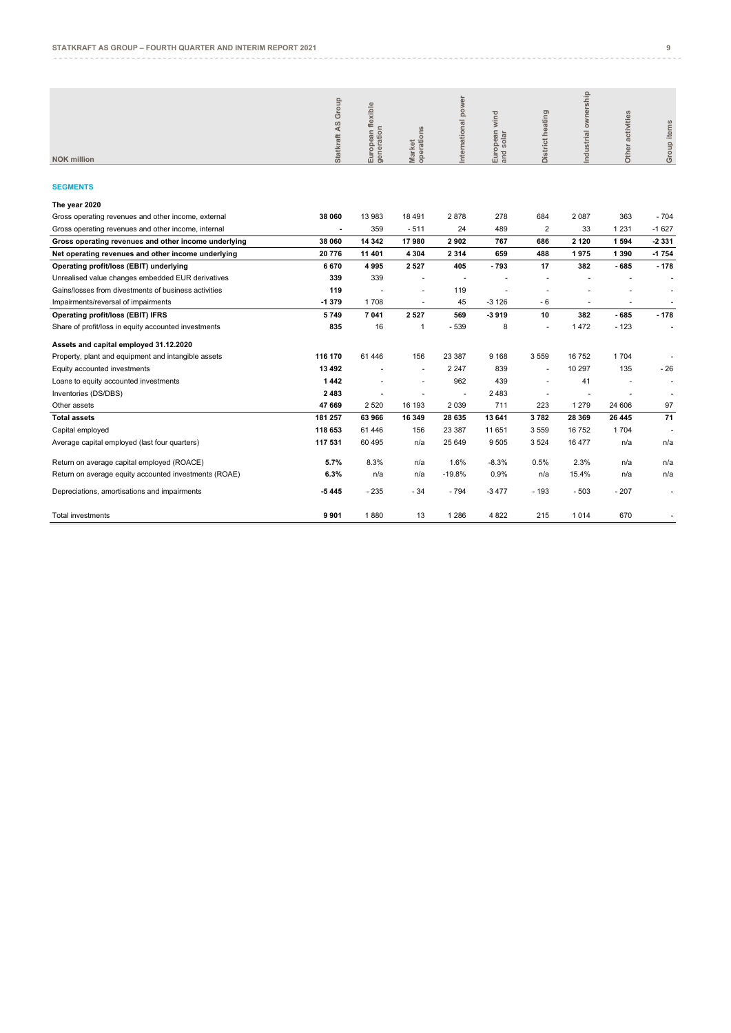## SEGMENTS

| NOK million | Statkraft AS Group | European flexible generation | Market operations | International power | European wind and solar | District heating | Industrial ownership | Other activities | Group items |
|---|---|---|---|---|---|---|---|---|---|
| **The year 2020** | | | | | | | | | |
| Gross operating revenues and other income, external | **38 060** | 13 983 | 18 491 | 2 878 | 278 | 684 | 2 087 | 363 | - 704 |
| Gross operating revenues and other income, internal | **-** | 359 | - 511 | 24 | 489 | 2 | 33 | 1 231 | -1 627 |
| **Gross operating revenues and other income underlying** | **38 060** | **14 342** | **17 980** | **2 902** | **767** | **686** | **2 120** | **1 594** | **-2 331** |
| **Net operating revenues and other income underlying** | **20 776** | **11 401** | **4 304** | **2 314** | **659** | **488** | **1 975** | **1 390** | **-1 754** |
| **Operating profit/loss (EBIT) underlying** | **6 670** | **4 995** | **2 527** | **405** | **- 793** | **17** | **382** | **- 685** | **- 178** |
| Unrealised value changes embedded EUR derivatives | **339** | 339 | - | - | - | - | - | - | - |
| Gains/losses from divestments of business activities | **119** | - | - | 119 | - | - | - | - | - |
| Impairments/reversal of impairments | **-1 379** | 1 708 | - | 45 | -3 126 | - 6 | - | - | - |
| **Operating profit/loss (EBIT) IFRS** | **5 749** | **7 041** | **2 527** | **569** | **-3 919** | **10** | **382** | **- 685** | **- 178** |
| Share of profit/loss in equity accounted investments | **835** | 16 | 1 | - 539 | 8 | - | 1 472 | - 123 | - |
| **Assets and capital employed 31.12.2020** | | | | | | | | | |
| Property, plant and equipment and intangible assets | **116 170** | 61 446 | 156 | 23 387 | 9 168 | 3 559 | 16 752 | 1 704 | - |
| Equity accounted investments | **13 492** | - | - | 2 247 | 839 | - | 10 297 | 135 | - 26 |
| Loans to equity accounted investments | **1 442** | - | - | 962 | 439 | - | 41 | - | - |
| Inventories (DS/DBS) | **2 483** | - | - | - | 2 483 | - | - | - | - |
| Other assets | **47 669** | 2 520 | 16 193 | 2 039 | 711 | 223 | 1 279 | 24 606 | 97 |
| **Total assets** | **181 257** | **63 966** | **16 349** | **28 635** | **13 641** | **3 782** | **28 369** | **26 445** | **71** |
| Capital employed | **118 653** | 61 446 | 156 | 23 387 | 11 651 | 3 559 | 16 752 | 1 704 | - |
| Average capital employed (last four quarters) | **117 531** | 60 495 | n/a | 25 649 | 9 505 | 3 524 | 16 477 | n/a | n/a |
| Return on average capital employed (ROACE) | **5.7%** | 8.3% | n/a | 1.6% | -8.3% | 0.5% | 2.3% | n/a | n/a |
| Return on average equity accounted investments (ROAE) | **6.3%** | n/a | n/a | -19.8% | 0.9% | n/a | 15.4% | n/a | n/a |
| Depreciations, amortisations and impairments | **-5 445** | - 235 | - 34 | - 794 | -3 477 | - 193 | - 503 | - 207 | - |
| Total investments | **9 901** | 1 880 | 13 | 1 286 | 4 822 | 215 | 1 014 | 670 | - |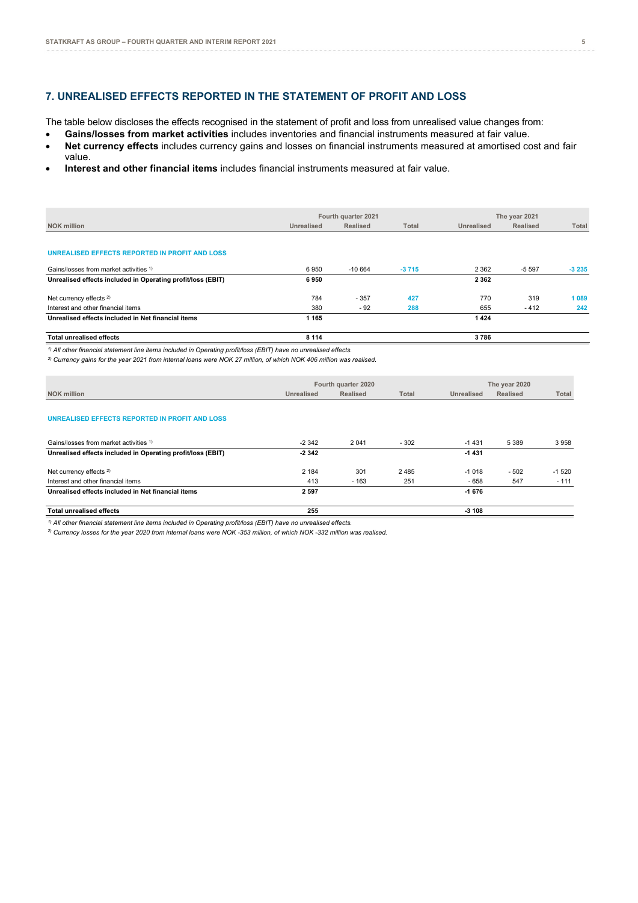## 7. UNREALISED EFFECTS REPORTED IN THE STATEMENT OF PROFIT AND LOSS

The table below discloses the effects recognised in the statement of profit and loss from unrealised value changes from:

- **Gains/losses from market activities** includes inventories and financial instruments measured at fair value.
- **Net currency effects** includes currency gains and losses on financial instruments measured at amortised cost and fair value.
- **Interest and other financial items** includes financial instruments measured at fair value.

| | Fourth quarter 2021 | | | The year 2021 | | |
|---|---|---|---|---|---|---|
| NOK million | Unrealised | Realised | Total | Unrealised | Realised | Total |
| **UNREALISED EFFECTS REPORTED IN PROFIT AND LOSS** | | | | | | |
| Gains/losses from market activities [1] | 6 950 | -10 664 | -3 715 | 2 362 | -5 597 | -3 235 |
| **Unrealised effects included in Operating profit/loss (EBIT)** | **6 950** | | | **2 362** | | |
| Net currency effects [2] | 784 | - 357 | 427 | 770 | 319 | 1 089 |
| Interest and other financial items | 380 | - 92 | 288 | 655 | - 412 | 242 |
| **Unrealised effects included in Net financial items** | **1 165** | | | **1 424** | | |
| **Total unrealised effects** | **8 114** | | | **3 786** | | |

*[1] All other financial statement line items included in Operating profit/loss (EBIT) have no unrealised effects.*

*[2] Currency gains for the year 2021 from internal loans were NOK 27 million, of which NOK 406 million was realised.*

| | Fourth quarter 2020 | | | The year 2020 | | |
|---|---|---|---|---|---|---|
| NOK million | Unrealised | Realised | Total | Unrealised | Realised | Total |
| **UNREALISED EFFECTS REPORTED IN PROFIT AND LOSS** | | | | | | |
| Gains/losses from market activities [1] | -2 342 | 2 041 | - 302 | -1 431 | 5 389 | 3 958 |
| **Unrealised effects included in Operating profit/loss (EBIT)** | **-2 342** | | | **-1 431** | | |
| Net currency effects [2] | 2 184 | 301 | 2 485 | -1 018 | - 502 | -1 520 |
| Interest and other financial items | 413 | - 163 | 251 | - 658 | 547 | - 111 |
| **Unrealised effects included in Net financial items** | **2 597** | | | **-1 676** | | |
| **Total unrealised effects** | **255** | | | **-3 108** | | |

*[1] All other financial statement line items included in Operating profit/loss (EBIT) have no unrealised effects.*

*[2] Currency losses for the year 2020 from internal loans were NOK -353 million, of which NOK -332 million was realised.*